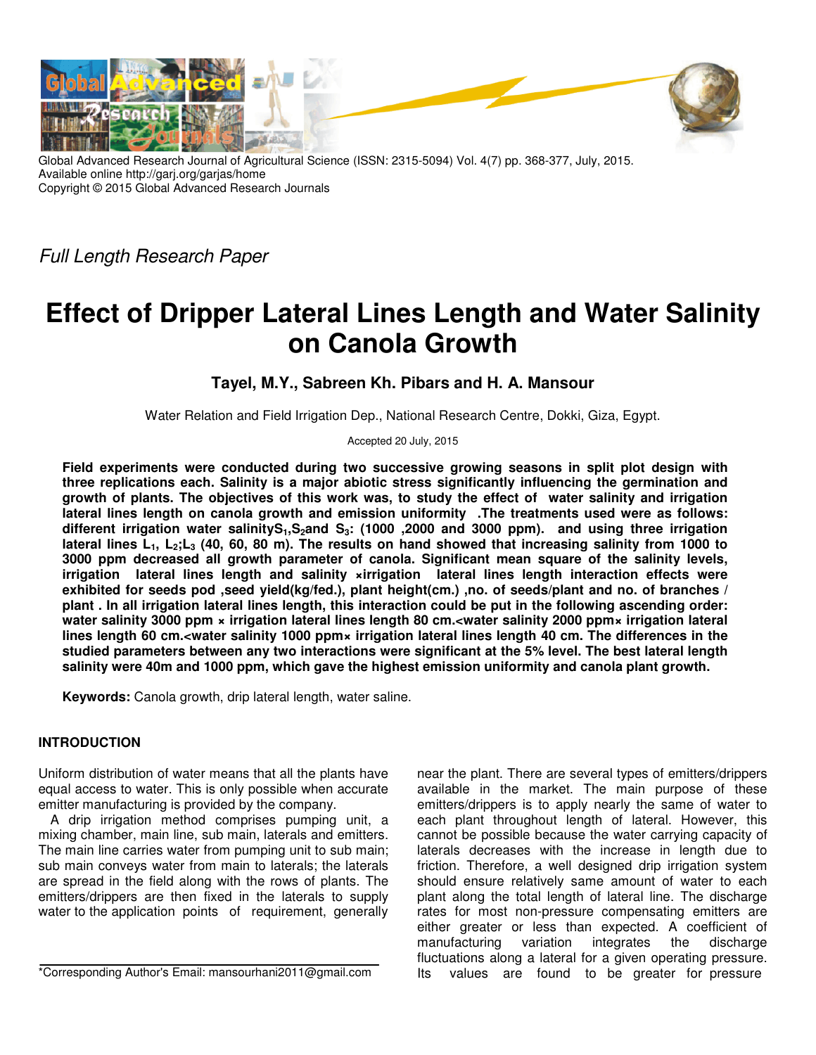Global Advanced Research Journal of Agricultural Science (ISSN: 2315-5094) Vol. 4(7) pp. 368-377, July, 2015.
Available online http://garj.org/garjas/home
Copyright © 2015 Global Advanced Research Journals

*Full Length Research Paper*

# Effect of Dripper Lateral Lines Length and Water Salinity on Canola Growth

**Tayel, M.Y., Sabreen Kh. Pibars and H. A. Mansour**

Water Relation and Field Irrigation Dep., National Research Centre, Dokki, Giza, Egypt.

Accepted 20 July, 2015

**Field experiments were conducted during two successive growing seasons in split plot design with three replications each. Salinity is a major abiotic stress significantly influencing the germination and growth of plants. The objectives of this work was, to study the effect of water salinity and irrigation lateral lines length on canola growth and emission uniformity .The treatments used were as follows: different irrigation water salinity$S_1$,$S_2$and $S_3$: (1000 ,2000 and 3000 ppm). and using three irrigation lateral lines $L_1$, $L_2$;$L_3$ (40, 60, 80 m). The results on hand showed that increasing salinity from 1000 to 3000 ppm decreased all growth parameter of canola. Significant mean square of the salinity levels, irrigation lateral lines length and salinity ×irrigation lateral lines length interaction effects were exhibited for seeds pod ,seed yield(kg/fed.), plant height(cm.) ,no. of seeds/plant and no. of branches / plant . In all irrigation lateral lines length, this interaction could be put in the following ascending order: water salinity 3000 ppm × irrigation lateral lines length 80 cm.<water salinity 2000 ppm× irrigation lateral lines length 60 cm.<water salinity 1000 ppm× irrigation lateral lines length 40 cm. The differences in the studied parameters between any two interactions were significant at the 5% level. The best lateral length salinity were 40m and 1000 ppm, which gave the highest emission uniformity and canola plant growth.**

**Keywords:** Canola growth, drip lateral length, water saline.

## INTRODUCTION

Uniform distribution of water means that all the plants have equal access to water. This is only possible when accurate emitter manufacturing is provided by the company.

A drip irrigation method comprises pumping unit, a mixing chamber, main line, sub main, laterals and emitters. The main line carries water from pumping unit to sub main; sub main conveys water from main to laterals; the laterals are spread in the field along with the rows of plants. The emitters/drippers are then fixed in the laterals to supply water to the application points of requirement, generally near the plant. There are several types of emitters/drippers available in the market. The main purpose of these emitters/drippers is to apply nearly the same of water to each plant throughout length of lateral. However, this cannot be possible because the water carrying capacity of laterals decreases with the increase in length due to friction. Therefore, a well designed drip irrigation system should ensure relatively same amount of water to each plant along the total length of lateral line. The discharge rates for most non-pressure compensating emitters are either greater or less than expected. A coefficient of manufacturing variation integrates the discharge fluctuations along a lateral for a given operating pressure. Its values are found to be greater for pressure

*Corresponding Author's Email: mansourhani2011@gmail.com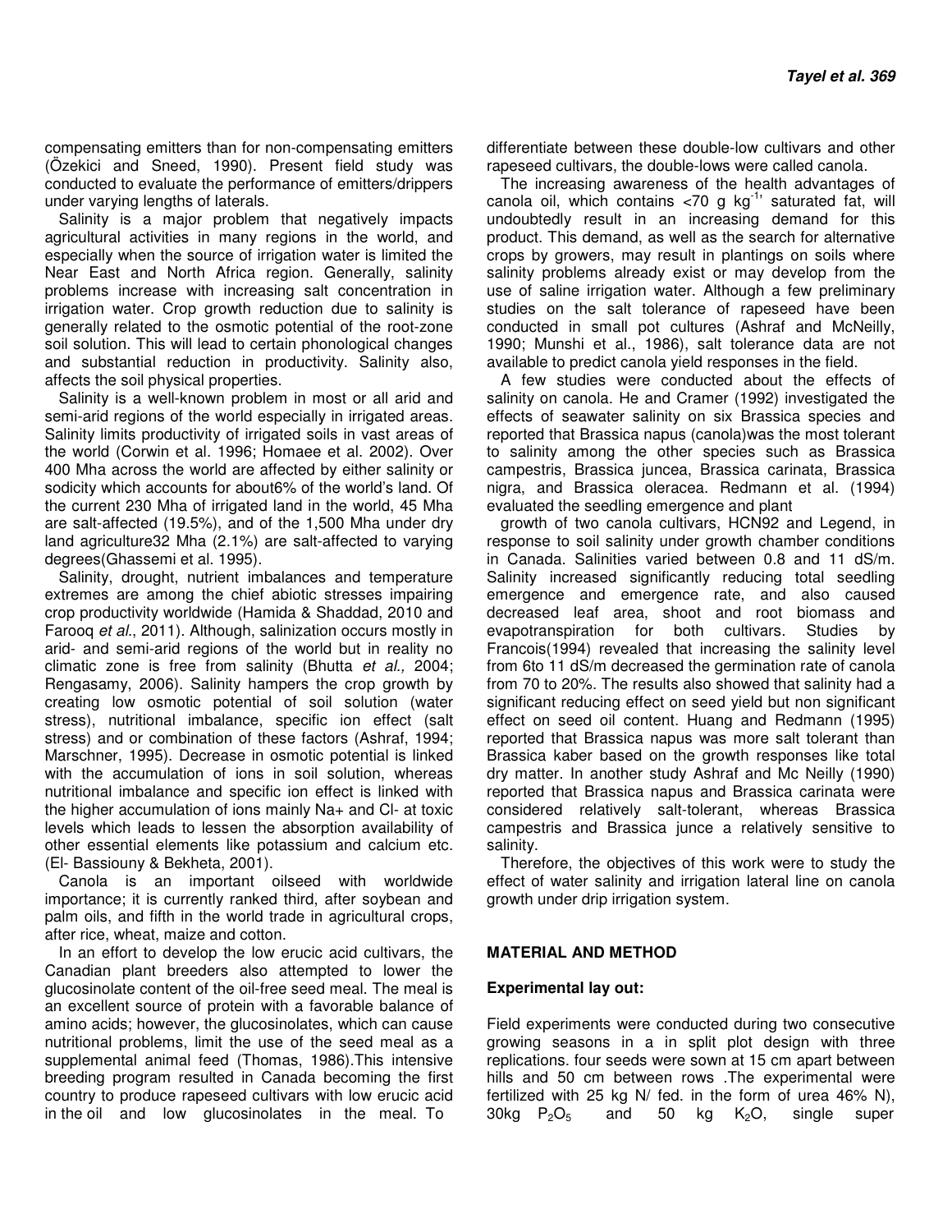compensating emitters than for non-compensating emitters (Özekici and Sneed, 1990). Present field study was conducted to evaluate the performance of emitters/drippers under varying lengths of laterals.

Salinity is a major problem that negatively impacts agricultural activities in many regions in the world, and especially when the source of irrigation water is limited the Near East and North Africa region. Generally, salinity problems increase with increasing salt concentration in irrigation water. Crop growth reduction due to salinity is generally related to the osmotic potential of the root-zone soil solution. This will lead to certain phonological changes and substantial reduction in productivity. Salinity also, affects the soil physical properties.

Salinity is a well-known problem in most or all arid and semi-arid regions of the world especially in irrigated areas. Salinity limits productivity of irrigated soils in vast areas of the world (Corwin et al. 1996; Homaee et al. 2002). Over 400 Mha across the world are affected by either salinity or sodicity which accounts for about6% of the world's land. Of the current 230 Mha of irrigated land in the world, 45 Mha are salt-affected (19.5%), and of the 1,500 Mha under dry land agriculture32 Mha (2.1%) are salt-affected to varying degrees(Ghassemi et al. 1995).

Salinity, drought, nutrient imbalances and temperature extremes are among the chief abiotic stresses impairing crop productivity worldwide (Hamida & Shaddad, 2010 and Farooq *et al.*, 2011). Although, salinization occurs mostly in arid- and semi-arid regions of the world but in reality no climatic zone is free from salinity (Bhutta *et al.,* 2004; Rengasamy, 2006). Salinity hampers the crop growth by creating low osmotic potential of soil solution (water stress), nutritional imbalance, specific ion effect (salt stress) and or combination of these factors (Ashraf, 1994; Marschner, 1995). Decrease in osmotic potential is linked with the accumulation of ions in soil solution, whereas nutritional imbalance and specific ion effect is linked with the higher accumulation of ions mainly $Na+$ and $Cl-$ at toxic levels which leads to lessen the absorption availability of other essential elements like potassium and calcium etc. (El- Bassiouny & Bekheta, 2001).

Canola is an important oilseed with worldwide importance; it is currently ranked third, after soybean and palm oils, and fifth in the world trade in agricultural crops, after rice, wheat, maize and cotton.

In an effort to develop the low erucic acid cultivars, the Canadian plant breeders also attempted to lower the glucosinolate content of the oil-free seed meal. The meal is an excellent source of protein with a favorable balance of amino acids; however, the glucosinolates, which can cause nutritional problems, limit the use of the seed meal as a supplemental animal feed (Thomas, 1986).This intensive breeding program resulted in Canada becoming the first country to produce rapeseed cultivars with low erucic acid in the oil and low glucosinolates in the meal. To differentiate between these double-low cultivars and other rapeseed cultivars, the double-lows were called canola.

The increasing awareness of the health advantages of canola oil, which contains <70 g $kg^{-1}$' saturated fat, will undoubtedly result in an increasing demand for this product. This demand, as well as the search for alternative crops by growers, may result in plantings on soils where salinity problems already exist or may develop from the use of saline irrigation water. Although a few preliminary studies on the salt tolerance of rapeseed have been conducted in small pot cultures (Ashraf and McNeilly, 1990; Munshi et al., 1986), salt tolerance data are not available to predict canola yield responses in the field.

A few studies were conducted about the effects of salinity on canola. He and Cramer (1992) investigated the effects of seawater salinity on six Brassica species and reported that Brassica napus (canola)was the most tolerant to salinity among the other species such as Brassica campestris, Brassica juncea, Brassica carinata, Brassica nigra, and Brassica oleracea. Redmann et al. (1994) evaluated the seedling emergence and plant growth of two canola cultivars, HCN92 and Legend, in response to soil salinity under growth chamber conditions in Canada. Salinities varied between 0.8 and 11 dS/m. Salinity increased significantly reducing total seedling emergence and emergence rate, and also caused decreased leaf area, shoot and root biomass and evapotranspiration for both cultivars. Studies by Francois(1994) revealed that increasing the salinity level from 6to 11 dS/m decreased the germination rate of canola from 70 to 20%. The results also showed that salinity had a significant reducing effect on seed yield but non significant effect on seed oil content. Huang and Redmann (1995) reported that Brassica napus was more salt tolerant than Brassica kaber based on the growth responses like total dry matter. In another study Ashraf and Mc Neilly (1990) reported that Brassica napus and Brassica carinata were considered relatively salt-tolerant, whereas Brassica campestris and Brassica junce a relatively sensitive to salinity.

Therefore, the objectives of this work were to study the effect of water salinity and irrigation lateral line on canola growth under drip irrigation system.

## MATERIAL AND METHOD

### Experimental lay out:

Field experiments were conducted during two consecutive growing seasons in a in split plot design with three replications. four seeds were sown at 15 cm apart between hills and 50 cm between rows .The experimental were fertilized with 25 kg N/ fed. in the form of urea 46% N), 30kg $P_2O_5$ and 50 kg $K_2O$, single super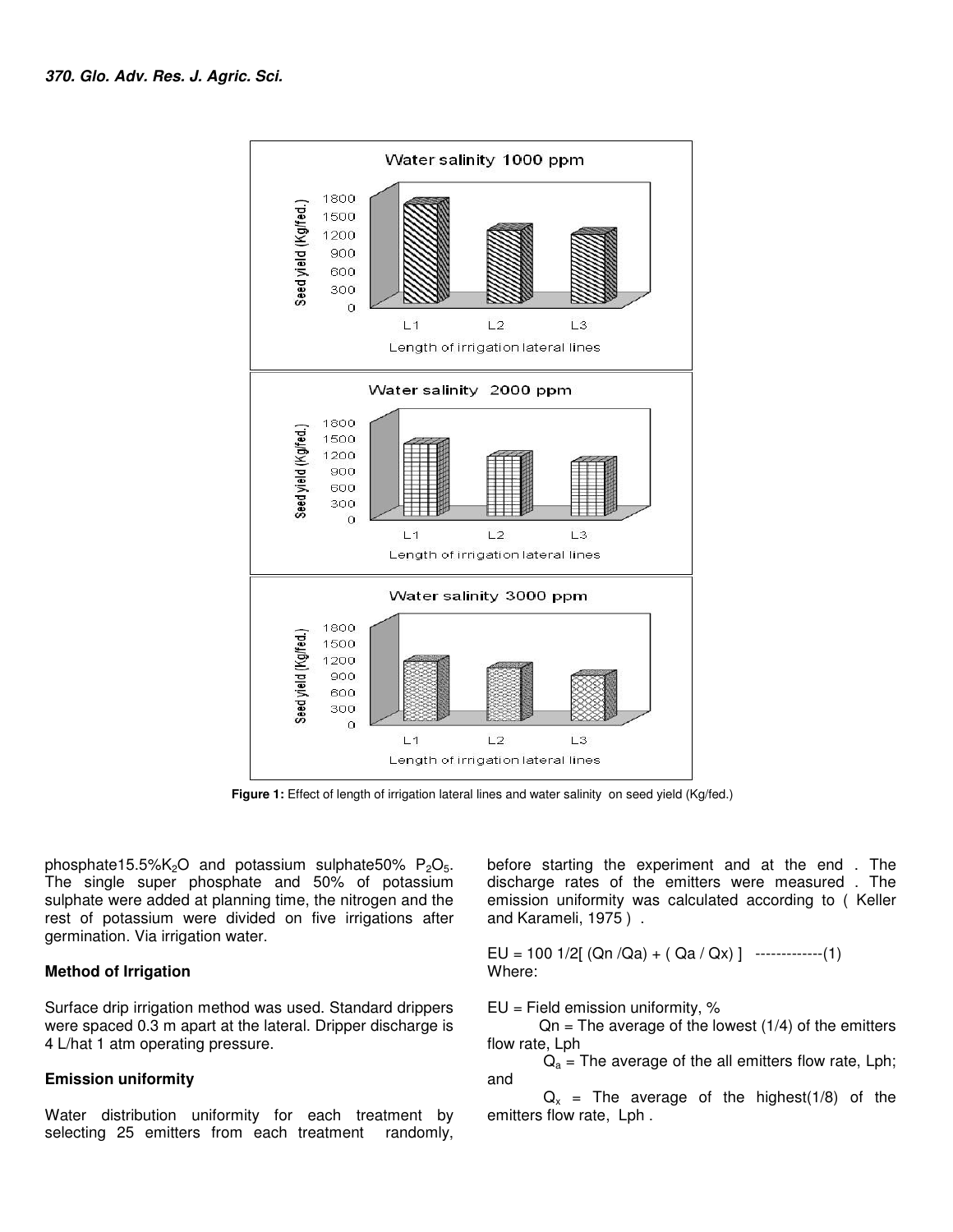Water salinity 1000 ppm

Seed yield (Kg/fed.)

1800
1500
1200
900
600
300
0

L1 L2 L3

Length of irrigation lateral lines

Water salinity 2000 ppm

Seed yield (Kg/fed.)

1800
1500
1200
900
600
300
0

L1 L2 L3

Length of irrigation lateral lines

Water salinity 3000 ppm

Seed yield (Kg/fed.)

1800
1500
1200
900
600
300
0

L1 L2 L3

Length of irrigation lateral lines

**Figure 1:** Effect of length of irrigation lateral lines and water salinity on seed yield (Kg/fed.)

phosphate15.5%$K_2O$ and potassium sulphate50% $P_2O_5$. The single super phosphate and 50% of potassium sulphate were added at planning time, the nitrogen and the rest of potassium were divided on five irrigations after germination. Via irrigation water.

**Method of Irrigation**

Surface drip irrigation method was used. Standard drippers were spaced 0.3 m apart at the lateral. Dripper discharge is 4 L/hat 1 atm operating pressure.

**Emission uniformity**

Water distribution uniformity for each treatment by selecting 25 emitters from each treatment randomly, before starting the experiment and at the end . The discharge rates of the emitters were measured . The emission uniformity was calculated according to ( Keller and Karameli, 1975 ) .

$$EU = 100 \; 1/2[ (Qn /Qa) + ( Qa / Qx) ] \quad \text{-------------(1)}$$

Where:

EU = Field emission uniformity, %

Qn = The average of the lowest (1/4) of the emitters flow rate, Lph

$Q_a$ = The average of the all emitters flow rate, Lph; and

$Q_x$ = The average of the highest(1/8) of the emitters flow rate, Lph .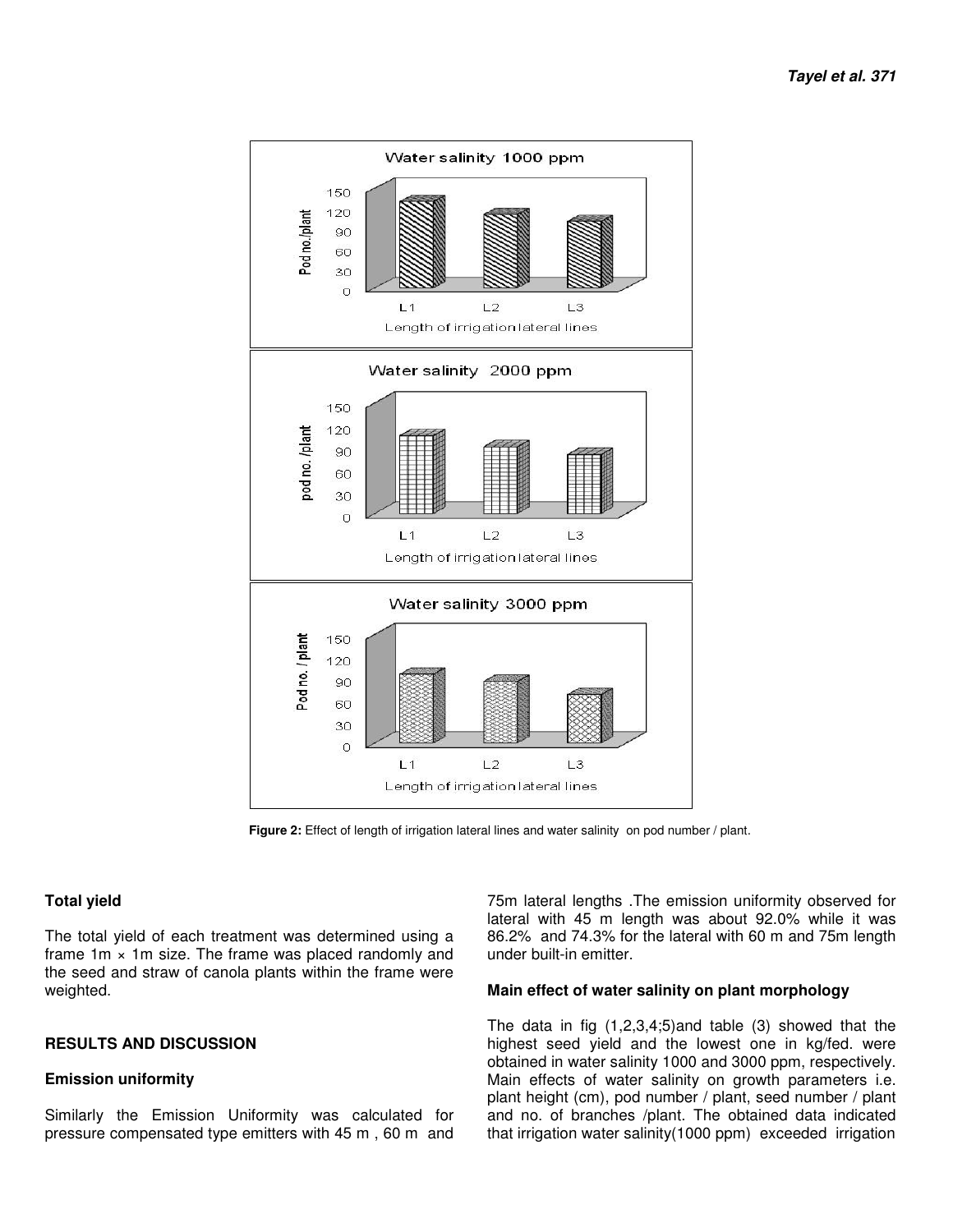Water salinity 1000 ppm

Pod no./plant

150
120
90
60
30
0

L1 L2 L3

Length of irrigation lateral lines

Water salinity 2000 ppm

pod no. /plant

150
120
90
60
30
0

L1 L2 L3

Length of irrigation lateral lines

Water salinity 3000 ppm

Pod no. / plant

150
120
90
60
30
0

L1 L2 L3

Length of irrigation lateral lines

**Figure 2:** Effect of length of irrigation lateral lines and water salinity on pod number / plant.

### Total yield

The total yield of each treatment was determined using a frame 1m × 1m size. The frame was placed randomly and the seed and straw of canola plants within the frame were weighted.

## RESULTS AND DISCUSSION

### Emission uniformity

Similarly the Emission Uniformity was calculated for pressure compensated type emitters with 45 m , 60 m and 75m lateral lengths .The emission uniformity observed for lateral with 45 m length was about 92.0% while it was 86.2% and 74.3% for the lateral with 60 m and 75m length under built-in emitter.

### Main effect of water salinity on plant morphology

The data in fig (1,2,3,4;5)and table (3) showed that the highest seed yield and the lowest one in kg/fed. were obtained in water salinity 1000 and 3000 ppm, respectively. Main effects of water salinity on growth parameters i.e. plant height (cm), pod number / plant, seed number / plant and no. of branches /plant. The obtained data indicated that irrigation water salinity(1000 ppm) exceeded irrigation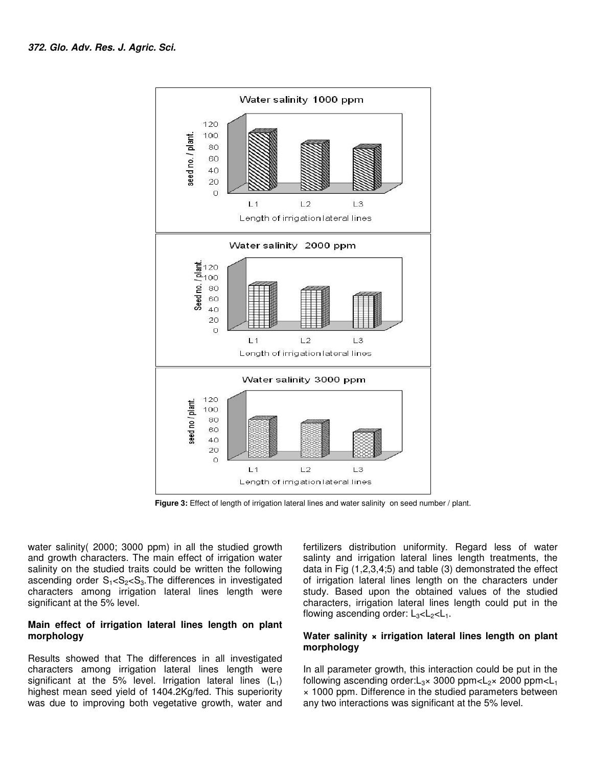Water salinity 1000 ppm

seed no. / plant.

120
100
80
60
40
20
0

L1 L2 L3

Length of irrigation lateral lines

Water salinity 2000 ppm

Seed no. / plant.

120
100
80
60
40
20
0

L1 L2 L3

Length of irrigation lateral lines

Water salinity 3000 ppm

seed no / plant.

120
100
80
60
40
20
0

L1 L2 L3

Length of irrigation lateral lines

**Figure 3:** Effect of length of irrigation lateral lines and water salinity on seed number / plant.

water salinity( 2000; 3000 ppm) in all the studied growth and growth characters. The main effect of irrigation water salinity on the studied traits could be written the following ascending order $S_1<S_2<S_3$.The differences in investigated characters among irrigation lateral lines length were significant at the 5% level.

### Main effect of irrigation lateral lines length on plant morphology

Results showed that The differences in all investigated characters among irrigation lateral lines length were significant at the 5% level. Irrigation lateral lines ($L_1$) highest mean seed yield of 1404.2Kg/fed. This superiority was due to improving both vegetative growth, water and fertilizers distribution uniformity. Regard less of water salinty and irrigation lateral lines length treatments, the data in Fig (1,2,3,4;5) and table (3) demonstrated the effect of irrigation lateral lines length on the characters under study. Based upon the obtained values of the studied characters, irrigation lateral lines length could put in the flowing ascending order: $L_3<L_2<L_1$.

### Water salinity × irrigation lateral lines length on plant morphology

In all parameter growth, this interaction could be put in the following ascending order:$L_3$× 3000 ppm<$L_2$× 2000 ppm<$L_1$ × 1000 ppm. Difference in the studied parameters between any two interactions was significant at the 5% level.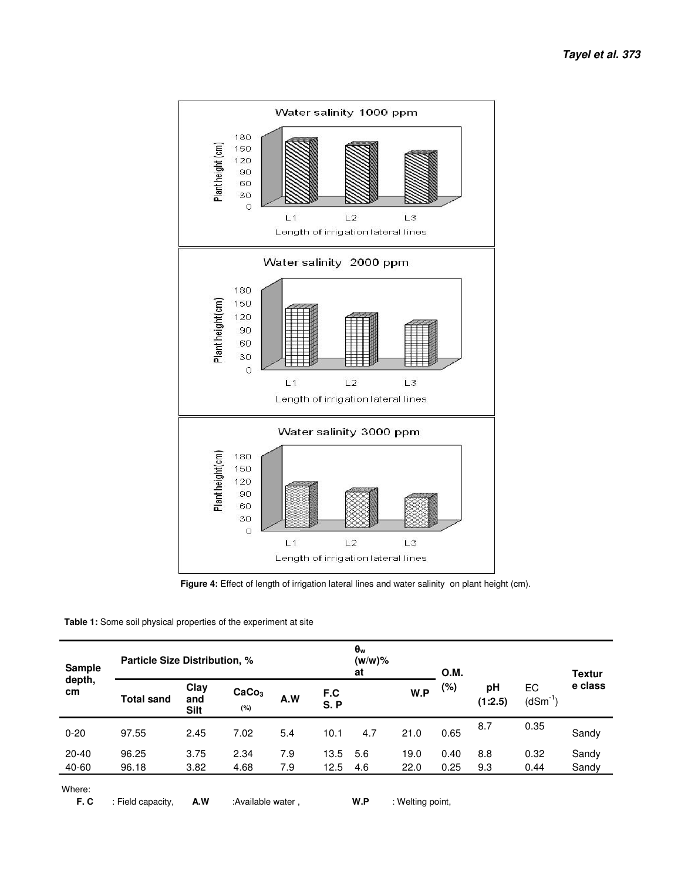**Figure 4:** Effect of length of irrigation lateral lines and water salinity on plant height (cm).

**Table 1:** Some soil physical properties of the experiment at site

| Sample depth, cm | Particle Size Distribution, % | | | | $\theta_w$ (w/w)% at | | | O.M. (%) | pH (1:2.5) | EC ($dSm^{-1}$) | Texture class |
|---|---|---|---|---|---|---|---|---|---|---|---|
| | Total sand | Clay and Silt | $CaCo_3$ (%) | A.W | F.C S. P | | W.P | | | | |
| 0-20 | 97.55 | 2.45 | 7.02 | 5.4 | 10.1 | 4.7 | 21.0 | 0.65 | 8.7 | 0.35 | Sandy |
| 20-40 | 96.25 | 3.75 | 2.34 | 7.9 | 13.5 | 5.6 | 19.0 | 0.40 | 8.8 | 0.32 | Sandy |
| 40-60 | 96.18 | 3.82 | 4.68 | 7.9 | 12.5 | 4.6 | 22.0 | 0.25 | 9.3 | 0.44 | Sandy |

Where:

**F. C** : Field capacity, **A.W** :Available water , **W.P** : Welting point,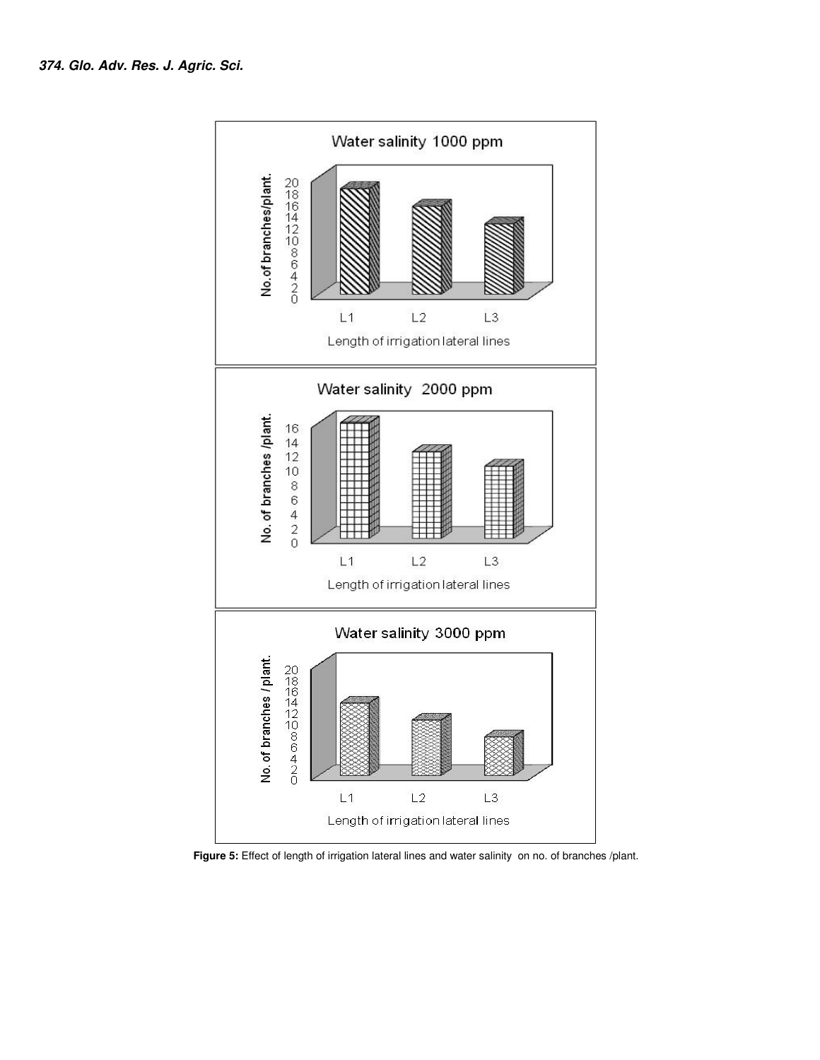Water salinity 1000 ppm

No. of branches/plant.

20
18
16
14
12
10
8
6
4
2
0

L1 L2 L3

Length of irrigation lateral lines

Water salinity 2000 ppm

No. of branches /plant.

16
14
12
10
8
6
4
2
0

L1 L2 L3

Length of irrigation lateral lines

Water salinity 3000 ppm

No. of branches / plant.

20
18
16
14
12
10
8
6
4
2
0

L1 L2 L3

Length of irrigation lateral lines

**Figure 5:** Effect of length of irrigation lateral lines and water salinity on no. of branches /plant.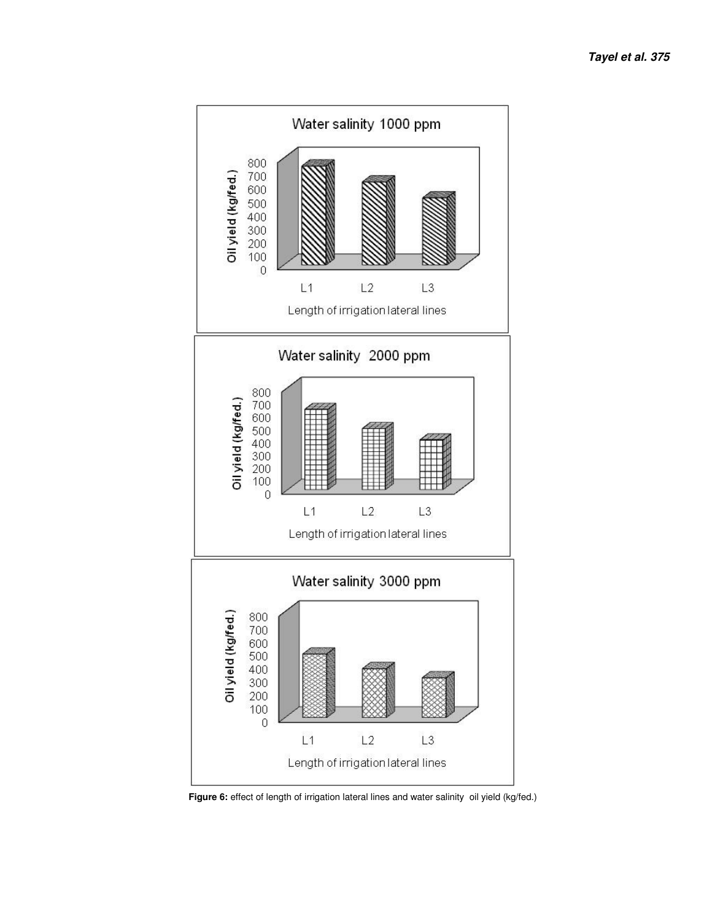Water salinity 1000 ppm

Oil yield (kg/fed.)

800
700
600
500
400
300
200
100
0

L1 L2 L3

Length of irrigation lateral lines

Water salinity 2000 ppm

Oil yield (kg/fed.)

800
700
600
500
400
300
200
100
0

L1 L2 L3

Length of irrigation lateral lines

Water salinity 3000 ppm

Oil yield (kg/fed.)

800
700
600
500
400
300
200
100
0

L1 L2 L3

Length of irrigation lateral lines

**Figure 6:** effect of length of irrigation lateral lines and water salinity oil yield (kg/fed.)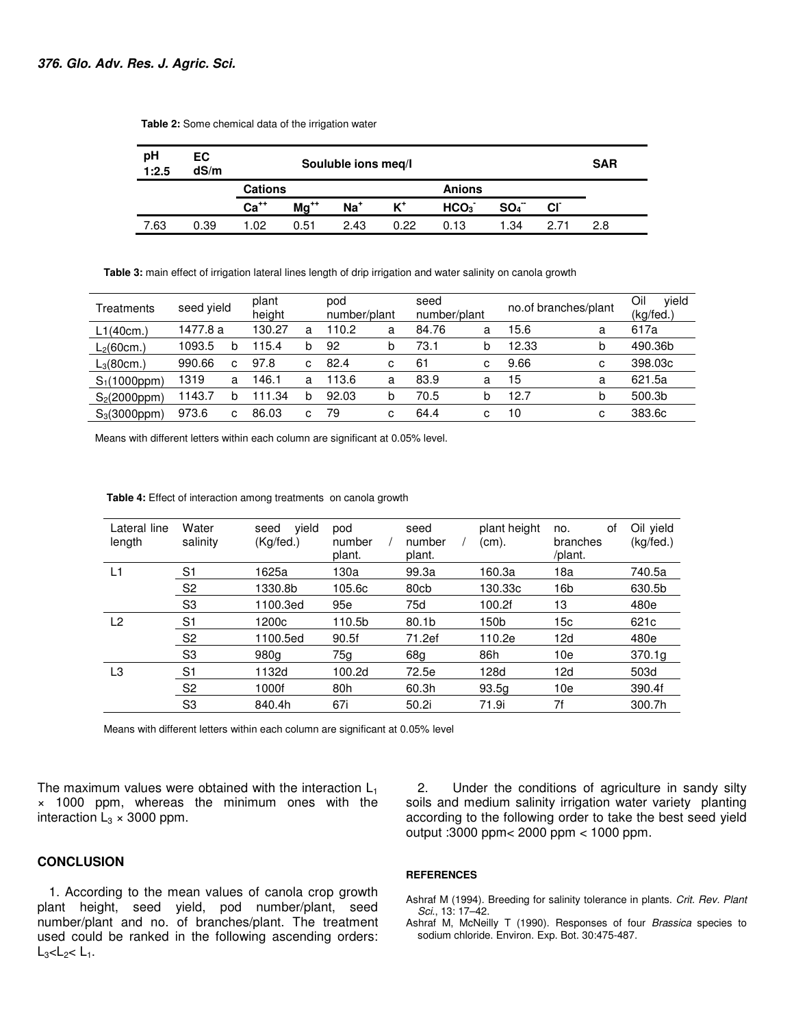**Table 2:** Some chemical data of the irrigation water

| pH 1:2.5 | EC dS/m | Souluble ions meq/l | | | | | | | SAR |
|---|---|---|---|---|---|---|---|---|---|
| | | Cations | | | | Anions | | | |
| | | $Ca^{++}$ | $Mg^{++}$ | $Na^{+}$ | $K^{+}$ | $HCO_3^{-}$ | $SO_4^{--}$ | $Cl^{-}$ | |
| 7.63 | 0.39 | 1.02 | 0.51 | 2.43 | 0.22 | 0.13 | 1.34 | 2.71 | 2.8 |

**Table 3:** main effect of irrigation lateral lines length of drip irrigation and water salinity on canola growth

| Treatments | seed yield | | plant height | | pod number/plant | | seed number/plant | | no.of branches/plant | | Oil yield (kg/fed.) |
|---|---|---|---|---|---|---|---|---|---|---|---|
| L1(40cm.) | 1477.8 a | | 130.27 | a | 110.2 | a | 84.76 | a | 15.6 | a | 617a |
| $L_2$(60cm.) | 1093.5 | b | 115.4 | b | 92 | b | 73.1 | b | 12.33 | b | 490.36b |
| $L_3$(80cm.) | 990.66 | c | 97.8 | c | 82.4 | c | 61 | c | 9.66 | c | 398.03c |
| $S_1$(1000ppm) | 1319 | a | 146.1 | a | 113.6 | a | 83.9 | a | 15 | a | 621.5a |
| $S_2$(2000ppm) | 1143.7 | b | 111.34 | b | 92.03 | b | 70.5 | b | 12.7 | b | 500.3b |
| $S_3$(3000ppm) | 973.6 | c | 86.03 | c | 79 | c | 64.4 | c | 10 | c | 383.6c |

Means with different letters within each column are significant at 0.05% level.

**Table 4:** Effect of interaction among treatments on canola growth

| Lateral line length | Water salinity | seed yield (Kg/fed.) | pod number / plant. | seed number / plant. | plant height (cm). | no. of branches /plant. | Oil yield (kg/fed.) |
|---|---|---|---|---|---|---|---|
| L1 | S1 | 1625a | 130a | 99.3a | 160.3a | 18a | 740.5a |
| | S2 | 1330.8b | 105.6c | 80cb | 130.33c | 16b | 630.5b |
| | S3 | 1100.3ed | 95e | 75d | 100.2f | 13 | 480e |
| L2 | S1 | 1200c | 110.5b | 80.1b | 150b | 15c | 621c |
| | S2 | 1100.5ed | 90.5f | 71.2ef | 110.2e | 12d | 480e |
| | S3 | 980g | 75g | 68g | 86h | 10e | 370.1g |
| L3 | S1 | 1132d | 100.2d | 72.5e | 128d | 12d | 503d |
| | S2 | 1000f | 80h | 60.3h | 93.5g | 10e | 390.4f |
| | S3 | 840.4h | 67i | 50.2i | 71.9i | 7f | 300.7h |

Means with different letters within each column are significant at 0.05% level

The maximum values were obtained with the interaction $L_1 \times$ 1000 ppm, whereas the minimum ones with the interaction $L_3 \times$ 3000 ppm.

## CONCLUSION

1. According to the mean values of canola crop growth plant height, seed yield, pod number/plant, seed number/plant and no. of branches/plant. The treatment used could be ranked in the following ascending orders: $L_3 < L_2 < L_1$.

2. Under the conditions of agriculture in sandy silty soils and medium salinity irrigation water variety planting according to the following order to take the best seed yield output :3000 ppm< 2000 ppm < 1000 ppm.

## REFERENCES

Ashraf M (1994). Breeding for salinity tolerance in plants. *Crit. Rev. Plant Sci.*, 13: 17–42.

Ashraf M, McNeilly T (1990). Responses of four *Brassica* species to sodium chloride. Environ. Exp. Bot. 30:475-487.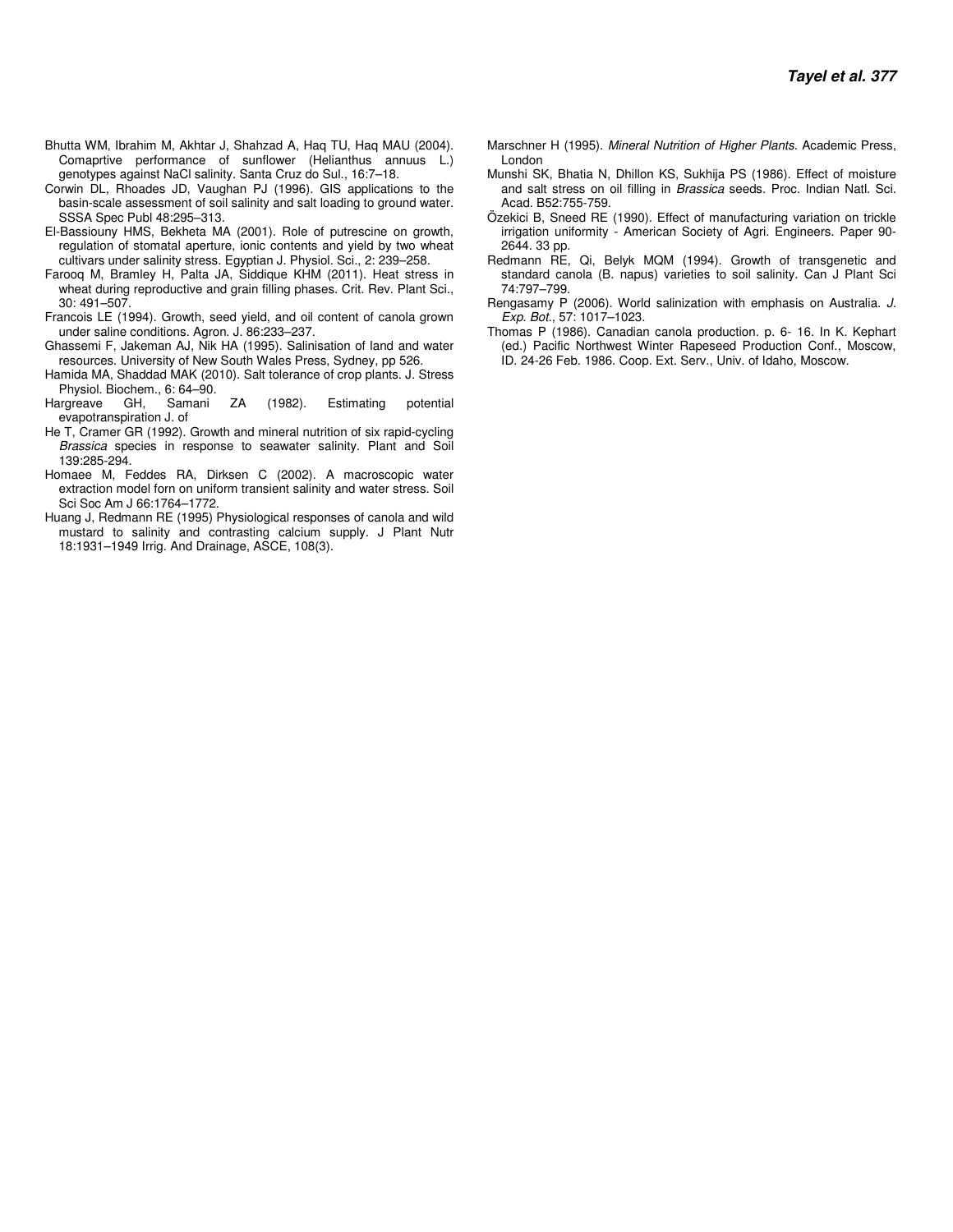Bhutta WM, Ibrahim M, Akhtar J, Shahzad A, Haq TU, Haq MAU (2004). Comaprtive performance of sunflower (Helianthus annuus L.) genotypes against NaCl salinity. Santa Cruz do Sul., 16:7–18.

Corwin DL, Rhoades JD, Vaughan PJ (1996). GIS applications to the basin-scale assessment of soil salinity and salt loading to ground water. SSSA Spec Publ 48:295–313.

El-Bassiouny HMS, Bekheta MA (2001). Role of putrescine on growth, regulation of stomatal aperture, ionic contents and yield by two wheat cultivars under salinity stress. Egyptian J. Physiol. Sci., 2: 239–258.

Farooq M, Bramley H, Palta JA, Siddique KHM (2011). Heat stress in wheat during reproductive and grain filling phases. Crit. Rev. Plant Sci., 30: 491–507.

Francois LE (1994). Growth, seed yield, and oil content of canola grown under saline conditions. Agron. J. 86:233–237.

Ghassemi F, Jakeman AJ, Nik HA (1995). Salinisation of land and water resources. University of New South Wales Press, Sydney, pp 526.

Hamida MA, Shaddad MAK (2010). Salt tolerance of crop plants. J. Stress Physiol. Biochem., 6: 64–90.

Hargreave GH, Samani ZA (1982). Estimating potential evapotranspiration J. of

He T, Cramer GR (1992). Growth and mineral nutrition of six rapid-cycling *Brassica* species in response to seawater salinity. Plant and Soil 139:285-294.

Homaee M, Feddes RA, Dirksen C (2002). A macroscopic water extraction model forn on uniform transient salinity and water stress. Soil Sci Soc Am J 66:1764–1772.

Huang J, Redmann RE (1995) Physiological responses of canola and wild mustard to salinity and contrasting calcium supply. J Plant Nutr 18:1931–1949 Irrig. And Drainage, ASCE, 108(3).

Marschner H (1995). *Mineral Nutrition of Higher Plants*. Academic Press, London

Munshi SK, Bhatia N, Dhillon KS, Sukhija PS (1986). Effect of moisture and salt stress on oil filling in *Brassica* seeds. Proc. Indian Natl. Sci. Acad. B52:755-759.

Özekici B, Sneed RE (1990). Effect of manufacturing variation on trickle irrigation uniformity - American Society of Agri. Engineers. Paper 90-2644. 33 pp.

Redmann RE, Qi, Belyk MQM (1994). Growth of transgenetic and standard canola (B. napus) varieties to soil salinity. Can J Plant Sci 74:797–799.

Rengasamy P (2006). World salinization with emphasis on Australia. *J. Exp. Bot.*, 57: 1017–1023.

Thomas P (1986). Canadian canola production. p. 6- 16. In K. Kephart (ed.) Pacific Northwest Winter Rapeseed Production Conf., Moscow, ID. 24-26 Feb. 1986. Coop. Ext. Serv., Univ. of Idaho, Moscow.